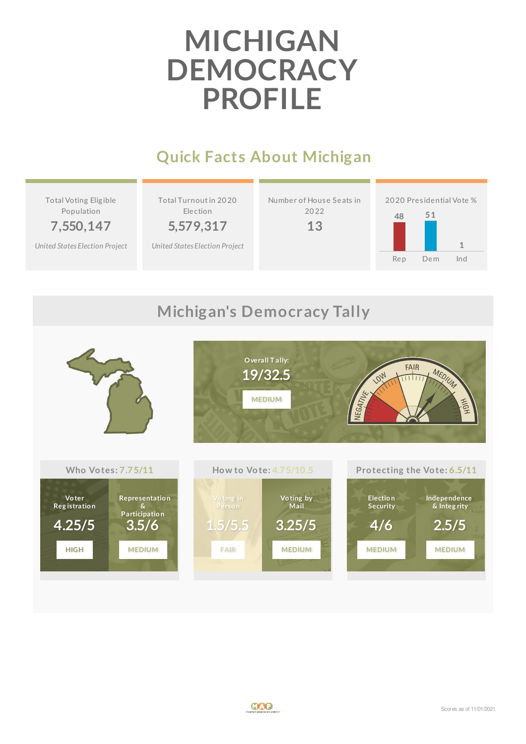# MICHIGAN DEMOCRACY PROFILE

## Quick Facts About Michigan

| Total Voting Eligible Population | Total Turnout in 2020 Election | Number of House Seats in 2022 | 2020 Presidential Vote % |
|---|---|---|---|
| 7,550,147 | 5,579,317 | 13 | Rep: 48, Dem: 51, Ind: 1 |
| *United States Election Project* | *United States Election Project* | | |

## Michigan's Democracy Tally

**Overall Tally:** 19/32.5

MEDIUM

NEGATIVE · LOW · FAIR · MEDIUM · HIGH

### Who Votes: 7.75/11

| Voter Registration | Representation & Participation |
|---|---|
| 4.25/5 | 3.5/6 |
| HIGH | MEDIUM |

### How to Vote: 4.75/10.5

| Voting in Person | Voting by Mail |
|---|---|
| 1.5/5.5 | 3.25/5 |
| FAIR | MEDIUM |

### Protecting the Vote: 6.5/11

| Election Security | Independence & Integrity |
|---|---|
| 4/6 | 2.5/5 |
| MEDIUM | MEDIUM |

Scores as of 11/01/2021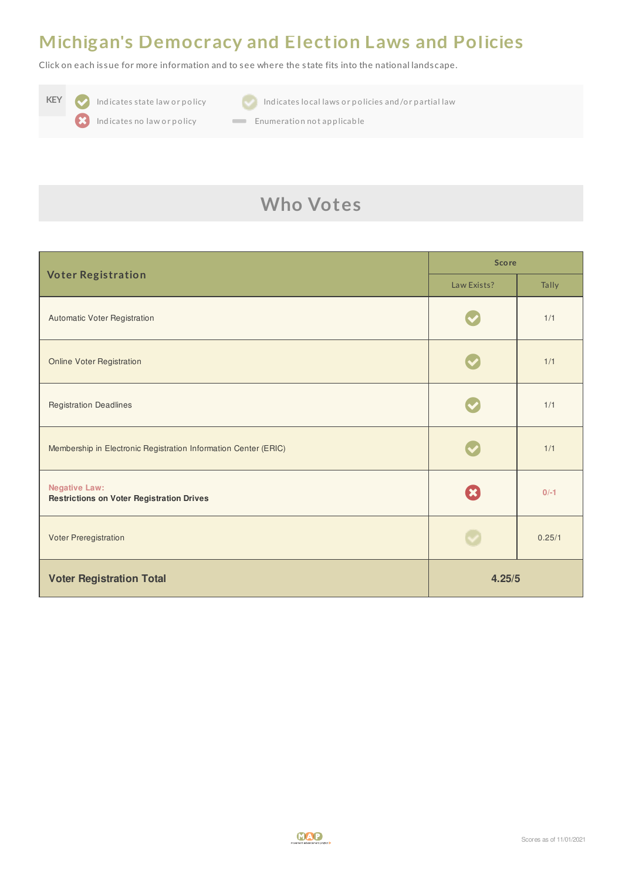# Michigan's Democracy and Election Laws and Policies

Click on each issue for more information and to see where the state fits into the national landscape.

| KEY | |
|---|---|
| ✔ Indicates state law or policy | ✔ Indicates local laws or policies and/or partial law |
| ✖ Indicates no law or policy | — Enumeration not applicable |

## Who Votes

| Voter Registration | Score | |
|---|---|---|
| | Law Exists? | Tally |
| Automatic Voter Registration | ✔ | 1/1 |
| Online Voter Registration | ✔ | 1/1 |
| Registration Deadlines | ✔ | 1/1 |
| Membership in Electronic Registration Information Center (ERIC) | ✔ | 1/1 |
| Negative Law: **Restrictions on Voter Registration Drives** | ✖ | 0/-1 |
| Voter Preregistration | ✔ (partial) | 0.25/1 |
| **Voter Registration Total** | **4.25/5** | |

Scores as of 11/01/2021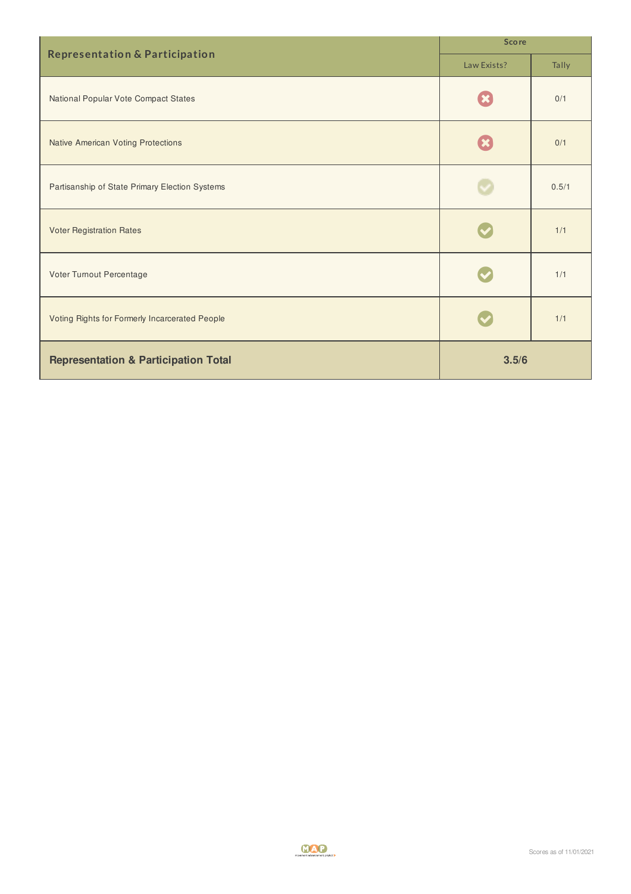| Representation & Participation | Score | |
|---|---|---|
| | Law Exists? | Tally |
| National Popular Vote Compact States | ✗ | 0/1 |
| Native American Voting Protections | ✗ | 0/1 |
| Partisanship of State Primary Election Systems | ✓ | 0.5/1 |
| Voter Registration Rates | ✓ | 1/1 |
| Voter Turnout Percentage | ✓ | 1/1 |
| Voting Rights for Formerly Incarcerated People | ✓ | 1/1 |
| **Representation & Participation Total** | **3.5/6** | |

Scores as of 11/01/2021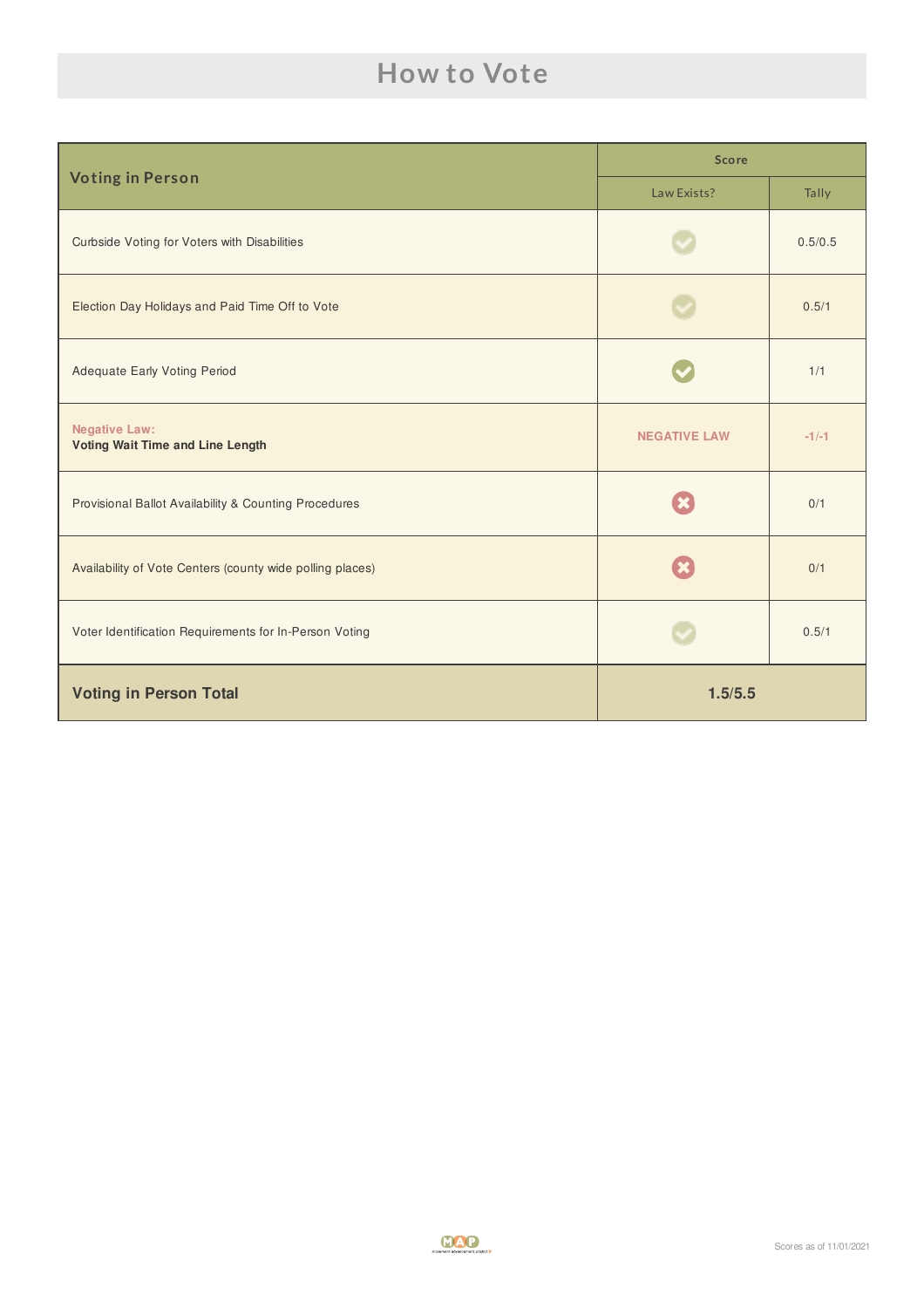# How to Vote

| Voting in Person | Score | |
|---|---|---|
| | Law Exists? | Tally |
| Curbside Voting for Voters with Disabilities | ✓ | 0.5/0.5 |
| Election Day Holidays and Paid Time Off to Vote | ✓ | 0.5/1 |
| Adequate Early Voting Period | ✓ | 1/1 |
| Negative Law: **Voting Wait Time and Line Length** | NEGATIVE LAW | -1/-1 |
| Provisional Ballot Availability & Counting Procedures | ✗ | 0/1 |
| Availability of Vote Centers (county wide polling places) | ✗ | 0/1 |
| Voter Identification Requirements for In-Person Voting | ✓ | 0.5/1 |
| **Voting in Person Total** | **1.5/5.5** | |

Scores as of 11/01/2021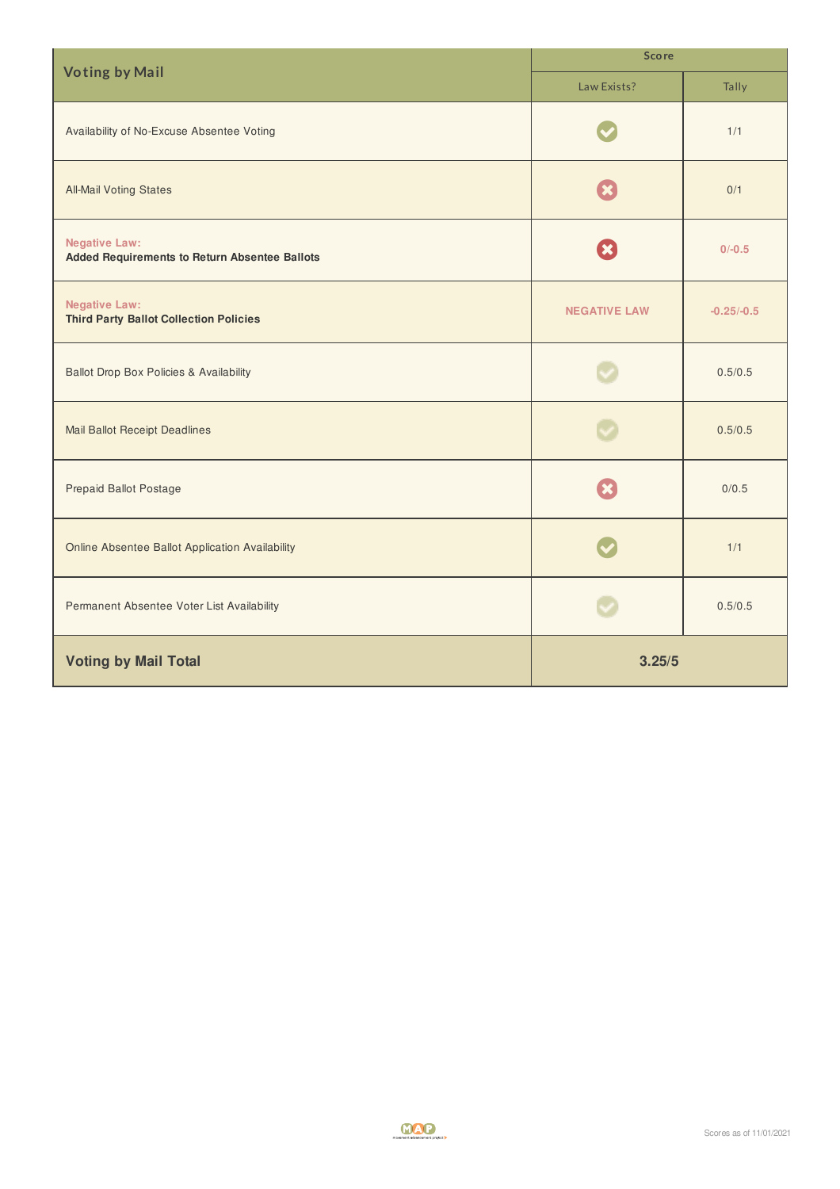| Voting by Mail | Score | |
|---|---|---|
| | Law Exists? | Tally |
| Availability of No-Excuse Absentee Voting | ✓ | 1/1 |
| All-Mail Voting States | ✗ | 0/1 |
| Negative Law: **Added Requirements to Return Absentee Ballots** | ✗ | 0/-0.5 |
| Negative Law: **Third Party Ballot Collection Policies** | NEGATIVE LAW | -0.25/-0.5 |
| Ballot Drop Box Policies & Availability | ✓ | 0.5/0.5 |
| Mail Ballot Receipt Deadlines | ✓ | 0.5/0.5 |
| Prepaid Ballot Postage | ✗ | 0/0.5 |
| Online Absentee Ballot Application Availability | ✓ | 1/1 |
| Permanent Absentee Voter List Availability | ✓ | 0.5/0.5 |
| **Voting by Mail Total** | **3.25/5** | |

Scores as of 11/01/2021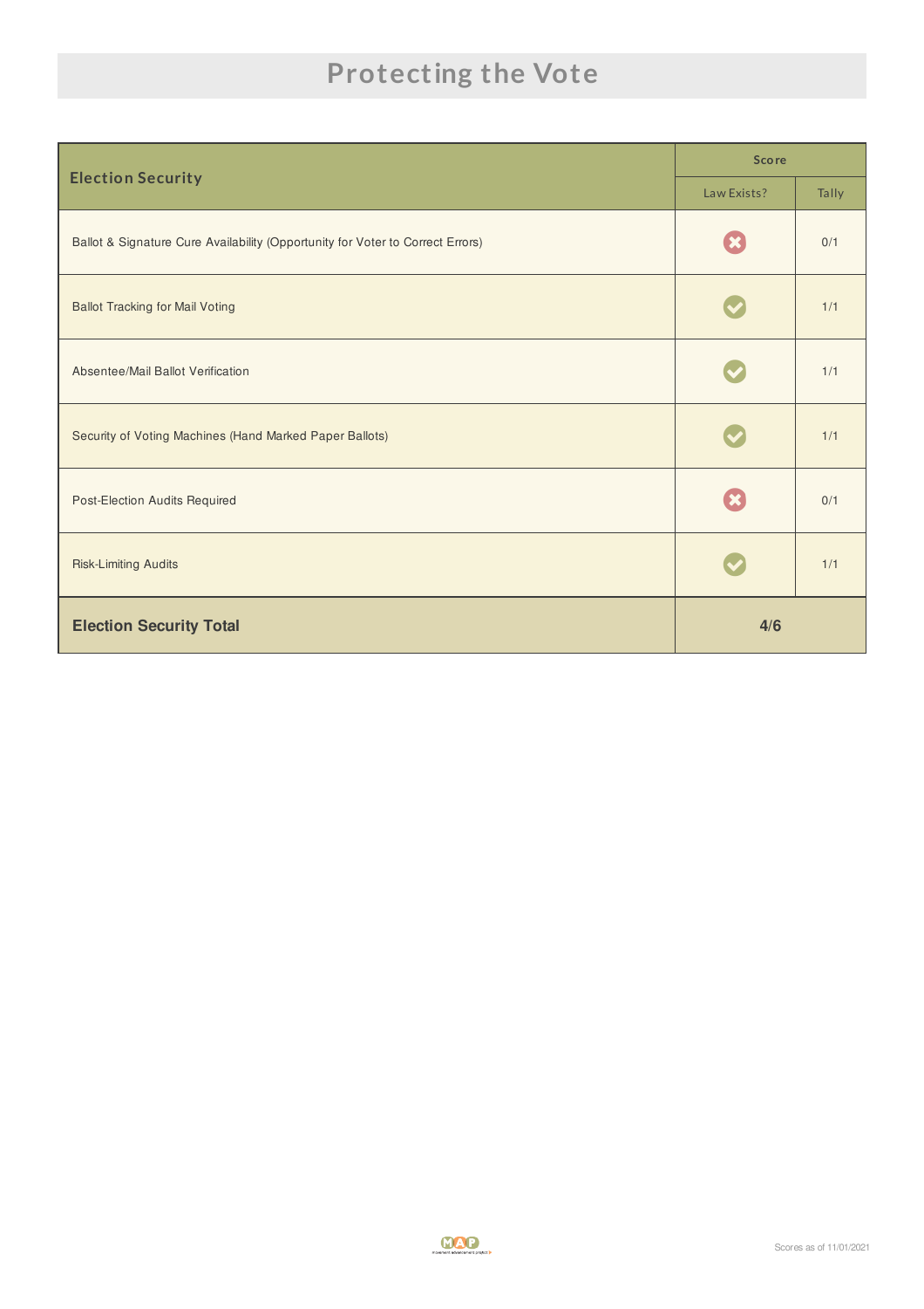# Protecting the Vote

| Election Security | Score | |
|---|---|---|
| | Law Exists? | Tally |
| Ballot & Signature Cure Availability (Opportunity for Voter to Correct Errors) | ✗ | 0/1 |
| Ballot Tracking for Mail Voting | ✓ | 1/1 |
| Absentee/Mail Ballot Verification | ✓ | 1/1 |
| Security of Voting Machines (Hand Marked Paper Ballots) | ✓ | 1/1 |
| Post-Election Audits Required | ✗ | 0/1 |
| Risk-Limiting Audits | ✓ | 1/1 |
| **Election Security Total** | **4/6** | |

Scores as of 11/01/2021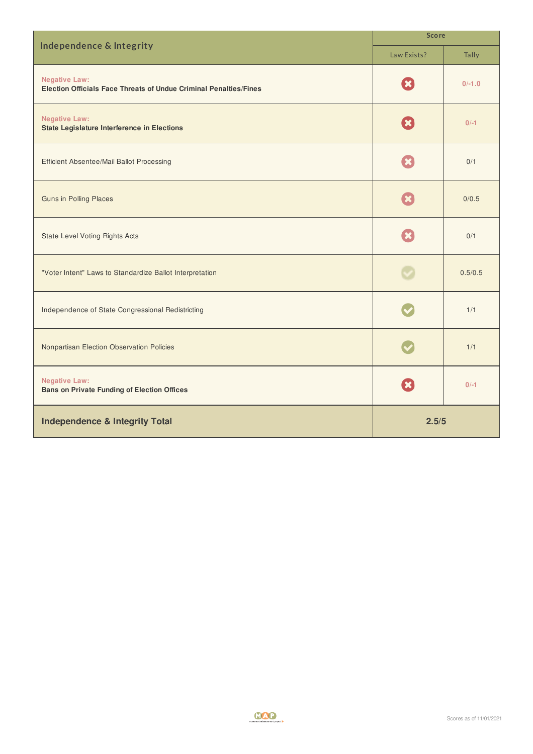| Independence & Integrity | Score | |
|---|---|---|
| | Law Exists? | Tally |
| Negative Law: **Election Officials Face Threats of Undue Criminal Penalties/Fines** | ✖ | 0/-1.0 |
| Negative Law: **State Legislature Interference in Elections** | ✖ | 0/-1 |
| Efficient Absentee/Mail Ballot Processing | ✖ | 0/1 |
| Guns in Polling Places | ✖ | 0/0.5 |
| State Level Voting Rights Acts | ✖ | 0/1 |
| "Voter Intent" Laws to Standardize Ballot Interpretation | ✔ | 0.5/0.5 |
| Independence of State Congressional Redistricting | ✔ | 1/1 |
| Nonpartisan Election Observation Policies | ✔ | 1/1 |
| Negative Law: **Bans on Private Funding of Election Offices** | ✖ | 0/-1 |
| **Independence & Integrity Total** | **2.5/5** | |

Scores as of 11/01/2021